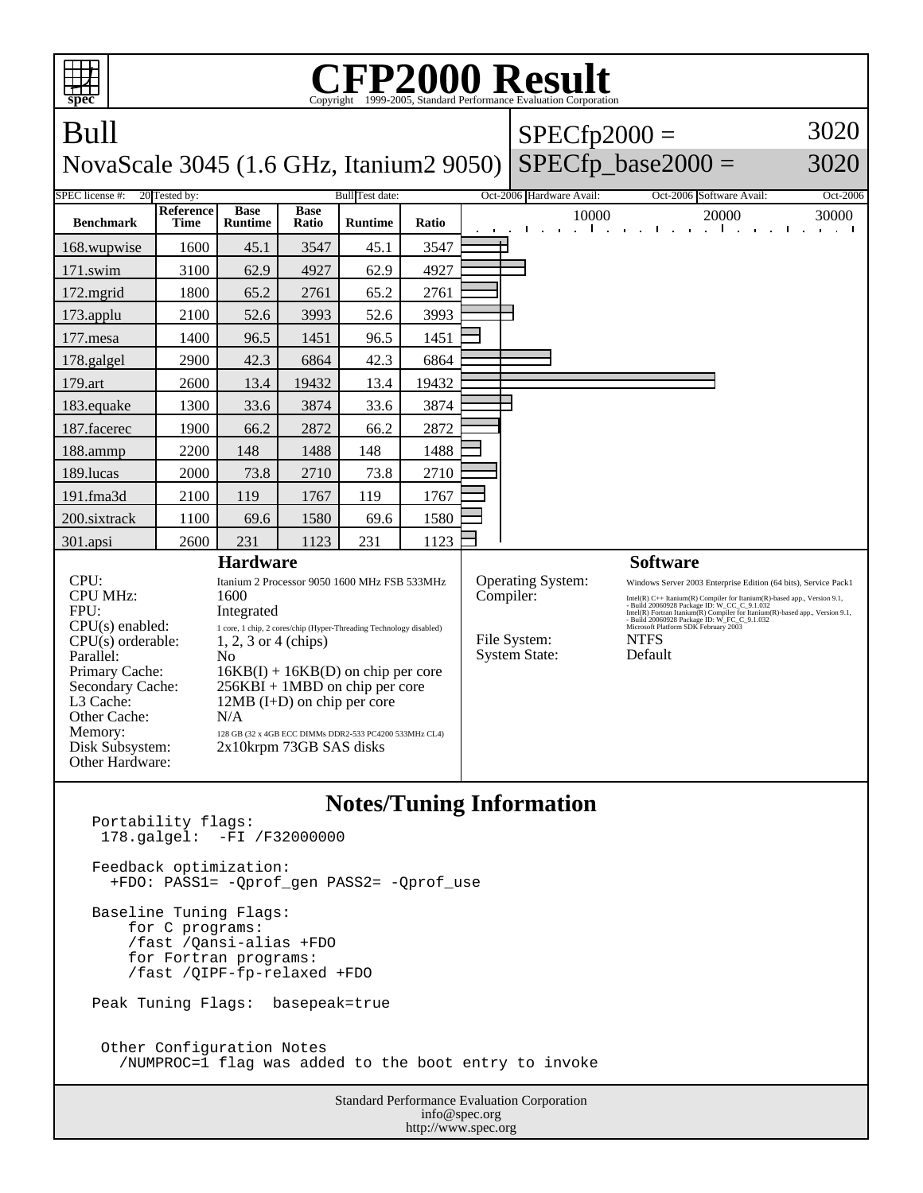# CFP2000 Result

Copyright 1999-2005, Standard Performance Evaluation Corporation

## Bull

NovaScale 3045 (1.6 GHz, Itanium2 9050)

SPECfp2000 = 3020

SPECfp_base2000 = 3020

| SPEC license #: | 20 | Tested by: | Bull | Test date: | Oct-2006 | Hardware Avail: | Oct-2006 | Software Avail: | Oct-2006 |
|---|---|---|---|---|---|---|---|---|---|

| Benchmark | Reference Time | Base Runtime | Base Ratio | Runtime | Ratio |
|---|---|---|---|---|---|
| 168.wupwise | 1600 | 45.1 | 3547 | 45.1 | 3547 |
| 171.swim | 3100 | 62.9 | 4927 | 62.9 | 4927 |
| 172.mgrid | 1800 | 65.2 | 2761 | 65.2 | 2761 |
| 173.applu | 2100 | 52.6 | 3993 | 52.6 | 3993 |
| 177.mesa | 1400 | 96.5 | 1451 | 96.5 | 1451 |
| 178.galgel | 2900 | 42.3 | 6864 | 42.3 | 6864 |
| 179.art | 2600 | 13.4 | 19432 | 13.4 | 19432 |
| 183.equake | 1300 | 33.6 | 3874 | 33.6 | 3874 |
| 187.facerec | 1900 | 66.2 | 2872 | 66.2 | 2872 |
| 188.ammp | 2200 | 148 | 1488 | 148 | 1488 |
| 189.lucas | 2000 | 73.8 | 2710 | 73.8 | 2710 |
| 191.fma3d | 2100 | 119 | 1767 | 119 | 1767 |
| 200.sixtrack | 1100 | 69.6 | 1580 | 69.6 | 1580 |
| 301.apsi | 2600 | 231 | 1123 | 231 | 1123 |

### Hardware

| | |
|---|---|
| CPU: | Itanium 2 Processor 9050 1600 MHz FSB 533MHz |
| CPU MHz: | 1600 |
| FPU: | Integrated |
| CPU(s) enabled: | 1 core, 1 chip, 2 cores/chip (Hyper-Threading Technology disabled) |
| CPU(s) orderable: | 1, 2, 3 or 4 (chips) |
| Parallel: | No |
| Primary Cache: | 16KB(I) + 16KB(D) on chip per core |
| Secondary Cache: | 256KBI + 1MBD on chip per core |
| L3 Cache: | 12MB (I+D) on chip per core |
| Other Cache: | N/A |
| Memory: | 128 GB (32 x 4GB ECC DIMMs DDR2-533 PC4200 533MHz CL4) |
| Disk Subsystem: | 2x10krpm 73GB SAS disks |
| Other Hardware: | |

### Software

| | |
|---|---|
| Operating System: | Windows Server 2003 Enterprise Edition (64 bits), Service Pack1 |
| Compiler: | Intel(R) C++ Itanium(R) Compiler for Itanium(R)-based app., Version 9.1, - Build 20060928 Package ID: W_CC_C_9.1.032 Intel(R) Fortran Itanium(R) Compiler for Itanium(R)-based app., Version 9.1, - Build 20060928 Package ID: W_FC_C_9.1.032 Microsoft Platform SDK February 2003 |
| File System: | NTFS |
| System State: | Default |

### Notes/Tuning Information

```
Portability flags:
 178.galgel:  -FI /F32000000

Feedback optimization:
  +FDO: PASS1= -Qprof_gen PASS2= -Qprof_use

Baseline Tuning Flags:
    for C programs:
    /fast /Qansi-alias +FDO
    for Fortran programs:
    /fast /QIPF-fp-relaxed +FDO

Peak Tuning Flags:  basepeak=true


 Other Configuration Notes
    /NUMPROC=1 flag was added to the boot entry to invoke
```

Standard Performance Evaluation Corporation
info@spec.org
http://www.spec.org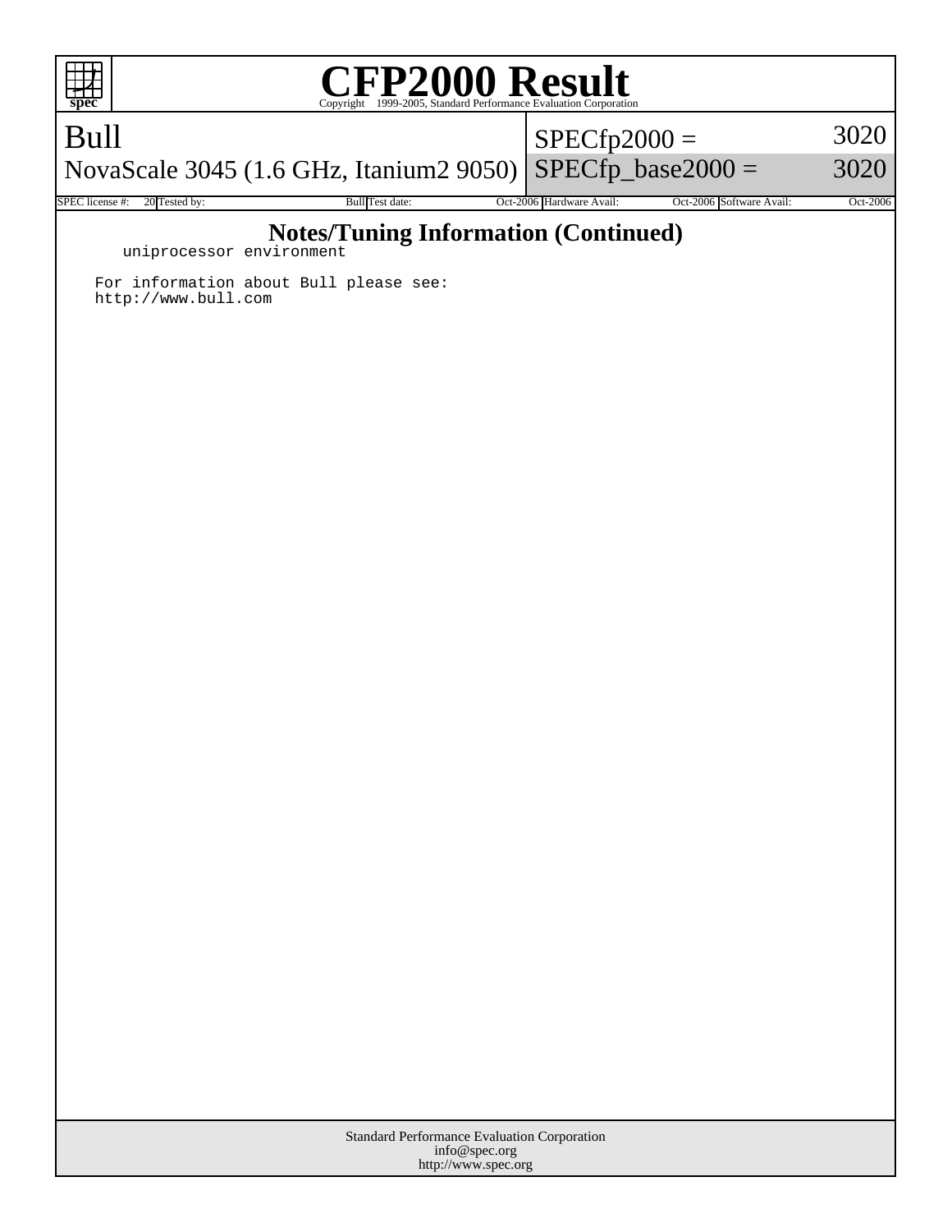# CFP2000 Result

Copyright 1999-2005, Standard Performance Evaluation Corporation

Bull

NovaScale 3045 (1.6 GHz, Itanium2 9050)

SPECfp2000 = 3020

SPECfp_base2000 = 3020

| SPEC license #: | 20 | Tested by: | Bull | Test date: | Oct-2006 | Hardware Avail: | Oct-2006 | Software Avail: | Oct-2006 |
|---|---|---|---|---|---|---|---|---|---|

## Notes/Tuning Information (Continued)

```
     uniprocessor environment

   For information about Bull please see:
   http://www.bull.com
```

Standard Performance Evaluation Corporation
info@spec.org
http://www.spec.org